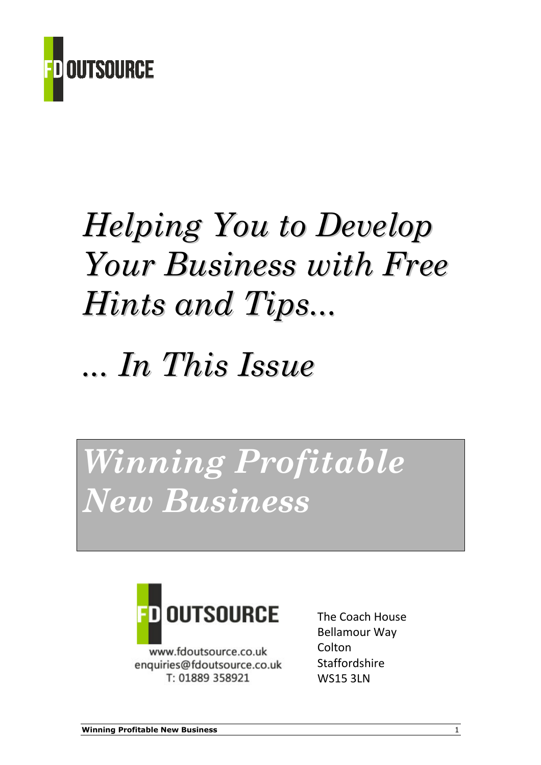FD OUTSOURCE

# *Helping You to Develop Your Business with Free Hints and Tips...*

# *... In This Issue*

# *Winning Profitable New Business*

FD OUTSOURCE

www.fdoutsource.co.uk
enquiries@fdoutsource.co.uk
T: 01889 358921

The Coach House
Bellamour Way
Colton
Staffordshire
WS15 3LN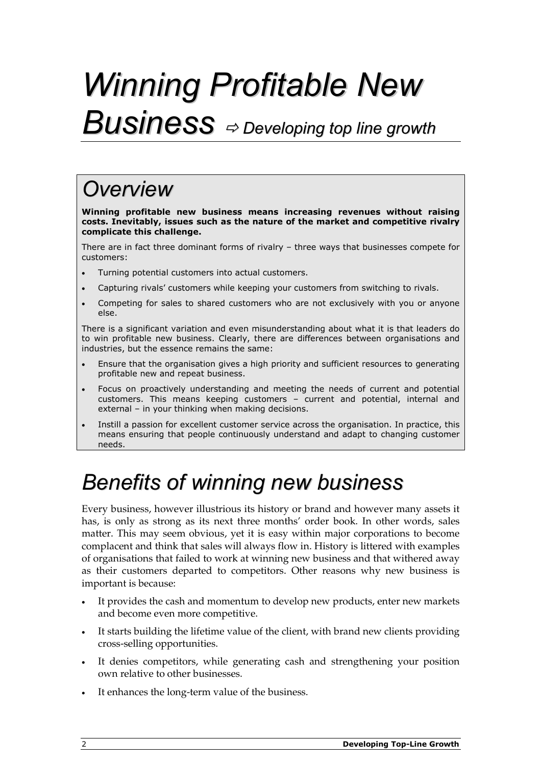# *Winning Profitable New Business* ⇨ *Developing top line growth*

## *Overview*

**Winning profitable new business means increasing revenues without raising costs. Inevitably, issues such as the nature of the market and competitive rivalry complicate this challenge.**

There are in fact three dominant forms of rivalry – three ways that businesses compete for customers:

- Turning potential customers into actual customers.
- Capturing rivals' customers while keeping your customers from switching to rivals.
- Competing for sales to shared customers who are not exclusively with you or anyone else.

There is a significant variation and even misunderstanding about what it is that leaders do to win profitable new business. Clearly, there are differences between organisations and industries, but the essence remains the same:

- Ensure that the organisation gives a high priority and sufficient resources to generating profitable new and repeat business.
- Focus on proactively understanding and meeting the needs of current and potential customers. This means keeping customers – current and potential, internal and external – in your thinking when making decisions.
- Instill a passion for excellent customer service across the organisation. In practice, this means ensuring that people continuously understand and adapt to changing customer needs.

## *Benefits of winning new business*

Every business, however illustrious its history or brand and however many assets it has, is only as strong as its next three months' order book. In other words, sales matter. This may seem obvious, yet it is easy within major corporations to become complacent and think that sales will always flow in. History is littered with examples of organisations that failed to work at winning new business and that withered away as their customers departed to competitors. Other reasons why new business is important is because:

- It provides the cash and momentum to develop new products, enter new markets and become even more competitive.
- It starts building the lifetime value of the client, with brand new clients providing cross-selling opportunities.
- It denies competitors, while generating cash and strengthening your position own relative to other businesses.
- It enhances the long-term value of the business.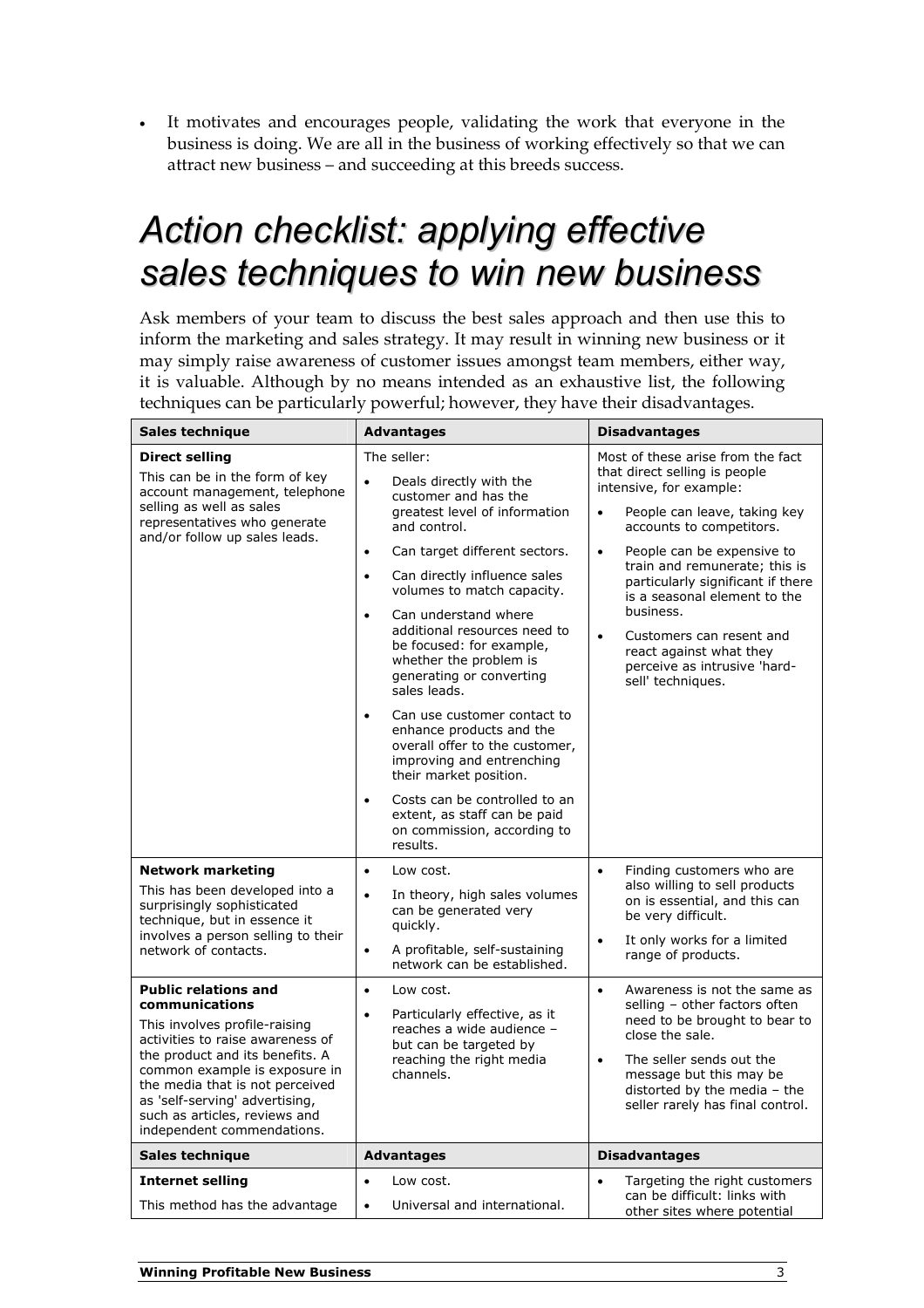- It motivates and encourages people, validating the work that everyone in the business is doing. We are all in the business of working effectively so that we can attract new business – and succeeding at this breeds success.

# Action checklist: applying effective sales techniques to win new business

Ask members of your team to discuss the best sales approach and then use this to inform the marketing and sales strategy. It may result in winning new business or it may simply raise awareness of customer issues amongst team members, either way, it is valuable. Although by no means intended as an exhaustive list, the following techniques can be particularly powerful; however, they have their disadvantages.

| Sales technique | Advantages | Disadvantages |
|---|---|---|
| **Direct selling**<br>This can be in the form of key account management, telephone selling as well as sales representatives who generate and/or follow up sales leads. | The seller:<br>• Deals directly with the customer and has the greatest level of information and control.<br>• Can target different sectors.<br>• Can directly influence sales volumes to match capacity.<br>• Can understand where additional resources need to be focused: for example, whether the problem is generating or converting sales leads.<br>• Can use customer contact to enhance products and the overall offer to the customer, improving and entrenching their market position.<br>• Costs can be controlled to an extent, as staff can be paid on commission, according to results. | Most of these arise from the fact that direct selling is people intensive, for example:<br>• People can leave, taking key accounts to competitors.<br>• People can be expensive to train and remunerate; this is particularly significant if there is a seasonal element to the business.<br>• Customers can resent and react against what they perceive as intrusive 'hard-sell' techniques. |
| **Network marketing**<br>This has been developed into a surprisingly sophisticated technique, but in essence it involves a person selling to their network of contacts. | • Low cost.<br>• In theory, high sales volumes can be generated very quickly.<br>• A profitable, self-sustaining network can be established. | • Finding customers who are also willing to sell products on is essential, and this can be very difficult.<br>• It only works for a limited range of products. |
| **Public relations and communications**<br>This involves profile-raising activities to raise awareness of the product and its benefits. A common example is exposure in the media that is not perceived as 'self-serving' advertising, such as articles, reviews and independent commendations. | • Low cost.<br>• Particularly effective, as it reaches a wide audience – but can be targeted by reaching the right media channels. | • Awareness is not the same as selling – other factors often need to be brought to bear to close the sale.<br>• The seller sends out the message but this may be distorted by the media – the seller rarely has final control. |
| **Internet selling**<br>This method has the advantage | • Low cost.<br>• Universal and international. | • Targeting the right customers can be difficult: links with other sites where potential |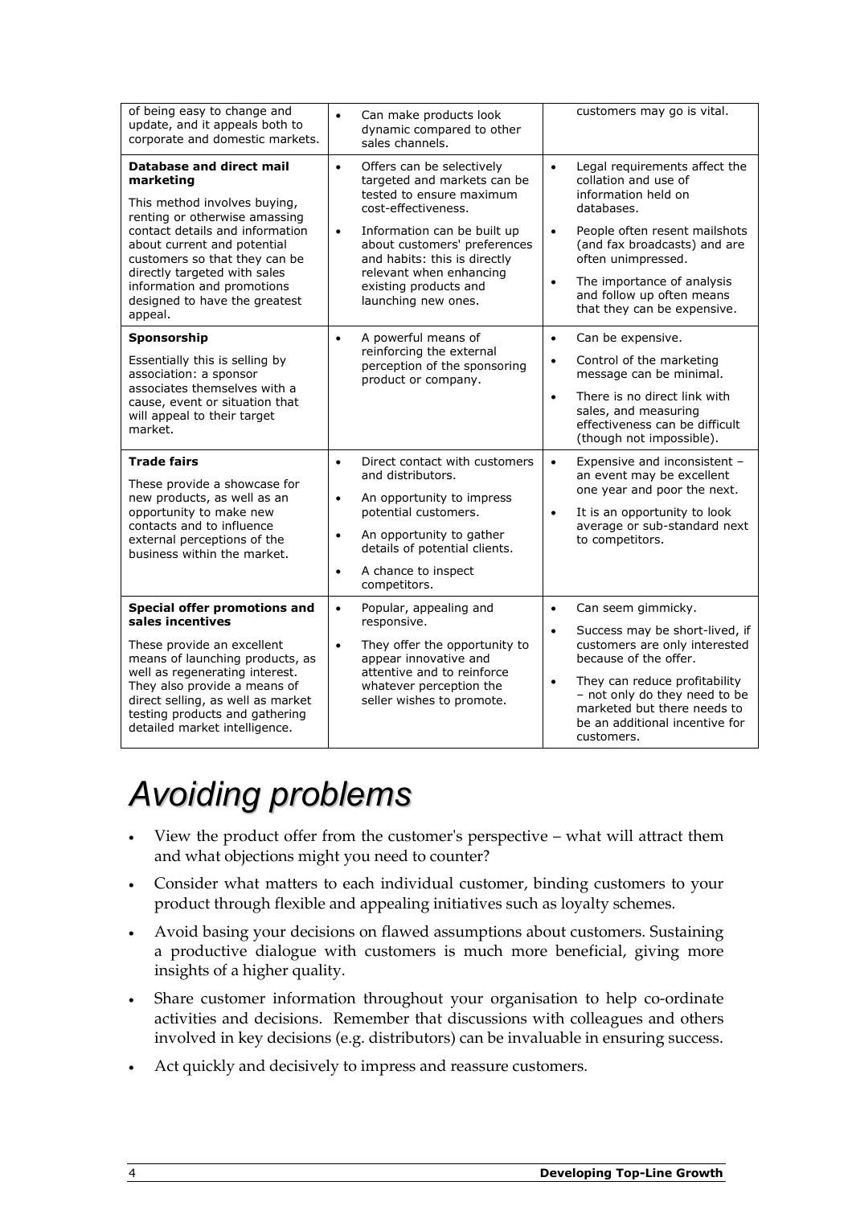| | | |
|---|---|---|
| of being easy to change and update, and it appeals both to corporate and domestic markets. | • Can make products look dynamic compared to other sales channels. | customers may go is vital. |
| **Database and direct mail marketing**<br><br>This method involves buying, renting or otherwise amassing contact details and information about current and potential customers so that they can be directly targeted with sales information and promotions designed to have the greatest appeal. | • Offers can be selectively targeted and markets can be tested to ensure maximum cost-effectiveness.<br>• Information can be built up about customers' preferences and habits: this is directly relevant when enhancing existing products and launching new ones. | • Legal requirements affect the collation and use of information held on databases.<br>• People often resent mailshots (and fax broadcasts) and are often unimpressed.<br>• The importance of analysis and follow up often means that they can be expensive. |
| **Sponsorship**<br><br>Essentially this is selling by association: a sponsor associates themselves with a cause, event or situation that will appeal to their target market. | • A powerful means of reinforcing the external perception of the sponsoring product or company. | • Can be expensive.<br>• Control of the marketing message can be minimal.<br>• There is no direct link with sales, and measuring effectiveness can be difficult (though not impossible). |
| **Trade fairs**<br><br>These provide a showcase for new products, as well as an opportunity to make new contacts and to influence external perceptions of the business within the market. | • Direct contact with customers and distributors.<br>• An opportunity to impress potential customers.<br>• An opportunity to gather details of potential clients.<br>• A chance to inspect competitors. | • Expensive and inconsistent – an event may be excellent one year and poor the next.<br>• It is an opportunity to look average or sub-standard next to competitors. |
| **Special offer promotions and sales incentives**<br><br>These provide an excellent means of launching products, as well as regenerating interest. They also provide a means of direct selling, as well as market testing products and gathering detailed market intelligence. | • Popular, appealing and responsive.<br>• They offer the opportunity to appear innovative and attentive and to reinforce whatever perception the seller wishes to promote. | • Can seem gimmicky.<br>• Success may be short-lived, if customers are only interested because of the offer.<br>• They can reduce profitability – not only do they need to be marketed but there needs to be an additional incentive for customers. |

# *Avoiding problems*

- View the product offer from the customer's perspective – what will attract them and what objections might you need to counter?
- Consider what matters to each individual customer, binding customers to your product through flexible and appealing initiatives such as loyalty schemes.
- Avoid basing your decisions on flawed assumptions about customers. Sustaining a productive dialogue with customers is much more beneficial, giving more insights of a higher quality.
- Share customer information throughout your organisation to help co-ordinate activities and decisions. Remember that discussions with colleagues and others involved in key decisions (e.g. distributors) can be invaluable in ensuring success.
- Act quickly and decisively to impress and reassure customers.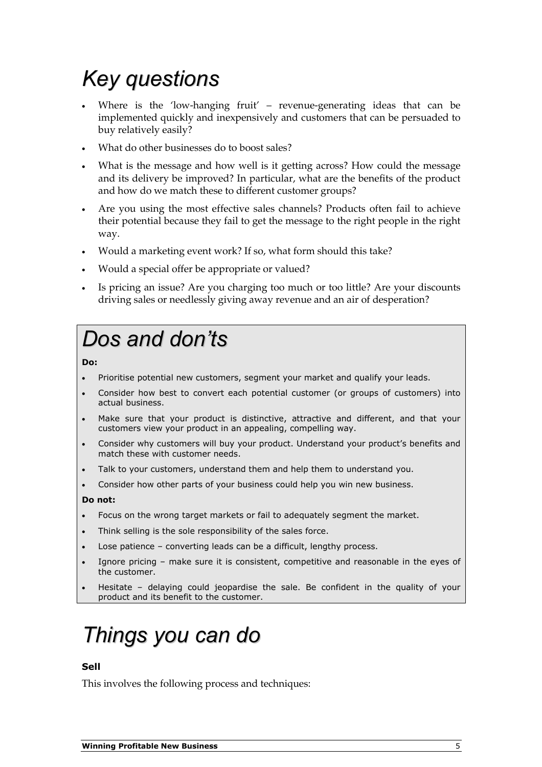# Key questions

- Where is the 'low-hanging fruit' – revenue-generating ideas that can be implemented quickly and inexpensively and customers that can be persuaded to buy relatively easily?
- What do other businesses do to boost sales?
- What is the message and how well is it getting across? How could the message and its delivery be improved? In particular, what are the benefits of the product and how do we match these to different customer groups?
- Are you using the most effective sales channels? Products often fail to achieve their potential because they fail to get the message to the right people in the right way.
- Would a marketing event work? If so, what form should this take?
- Would a special offer be appropriate or valued?
- Is pricing an issue? Are you charging too much or too little? Are your discounts driving sales or needlessly giving away revenue and an air of desperation?

# Dos and don'ts

**Do:**

- Prioritise potential new customers, segment your market and qualify your leads.
- Consider how best to convert each potential customer (or groups of customers) into actual business.
- Make sure that your product is distinctive, attractive and different, and that your customers view your product in an appealing, compelling way.
- Consider why customers will buy your product. Understand your product's benefits and match these with customer needs.
- Talk to your customers, understand them and help them to understand you.
- Consider how other parts of your business could help you win new business.

**Do not:**

- Focus on the wrong target markets or fail to adequately segment the market.
- Think selling is the sole responsibility of the sales force.
- Lose patience – converting leads can be a difficult, lengthy process.
- Ignore pricing – make sure it is consistent, competitive and reasonable in the eyes of the customer.
- Hesitate – delaying could jeopardise the sale. Be confident in the quality of your product and its benefit to the customer.

# Things you can do

**Sell**

This involves the following process and techniques: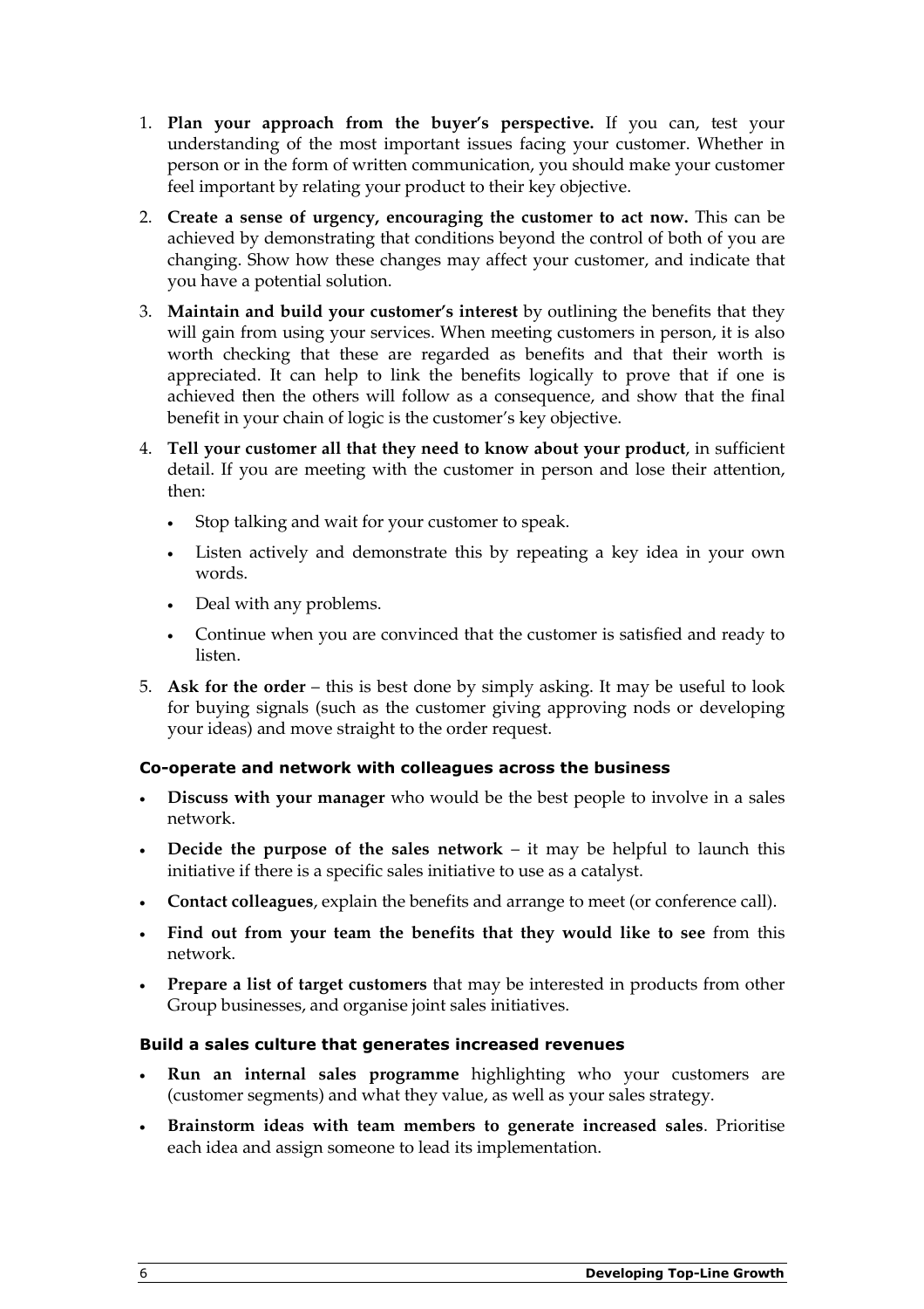1. **Plan your approach from the buyer's perspective.** If you can, test your understanding of the most important issues facing your customer. Whether in person or in the form of written communication, you should make your customer feel important by relating your product to their key objective.

2. **Create a sense of urgency, encouraging the customer to act now.** This can be achieved by demonstrating that conditions beyond the control of both of you are changing. Show how these changes may affect your customer, and indicate that you have a potential solution.

3. **Maintain and build your customer's interest** by outlining the benefits that they will gain from using your services. When meeting customers in person, it is also worth checking that these are regarded as benefits and that their worth is appreciated. It can help to link the benefits logically to prove that if one is achieved then the others will follow as a consequence, and show that the final benefit in your chain of logic is the customer's key objective.

4. **Tell your customer all that they need to know about your product**, in sufficient detail. If you are meeting with the customer in person and lose their attention, then:
   - Stop talking and wait for your customer to speak.
   - Listen actively and demonstrate this by repeating a key idea in your own words.
   - Deal with any problems.
   - Continue when you are convinced that the customer is satisfied and ready to listen.

5. **Ask for the order** – this is best done by simply asking. It may be useful to look for buying signals (such as the customer giving approving nods or developing your ideas) and move straight to the order request.

#### Co-operate and network with colleagues across the business

- **Discuss with your manager** who would be the best people to involve in a sales network.
- **Decide the purpose of the sales network** – it may be helpful to launch this initiative if there is a specific sales initiative to use as a catalyst.
- **Contact colleagues**, explain the benefits and arrange to meet (or conference call).
- **Find out from your team the benefits that they would like to see** from this network.
- **Prepare a list of target customers** that may be interested in products from other Group businesses, and organise joint sales initiatives.

#### Build a sales culture that generates increased revenues

- **Run an internal sales programme** highlighting who your customers are (customer segments) and what they value, as well as your sales strategy.
- **Brainstorm ideas with team members to generate increased sales**. Prioritise each idea and assign someone to lead its implementation.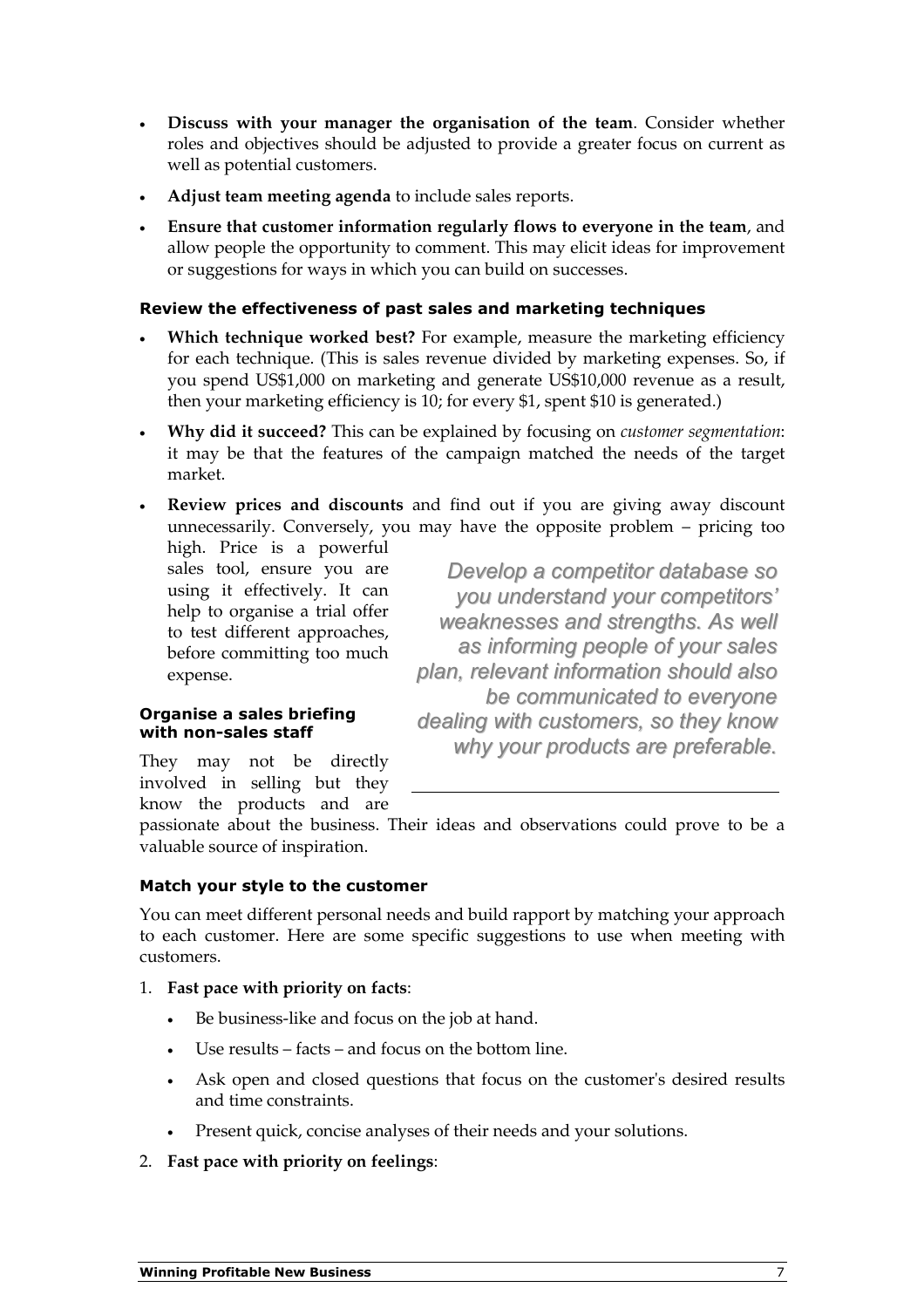- **Discuss with your manager the organisation of the team**. Consider whether roles and objectives should be adjusted to provide a greater focus on current as well as potential customers.
- **Adjust team meeting agenda** to include sales reports.
- **Ensure that customer information regularly flows to everyone in the team**, and allow people the opportunity to comment. This may elicit ideas for improvement or suggestions for ways in which you can build on successes.

#### Review the effectiveness of past sales and marketing techniques

- **Which technique worked best?** For example, measure the marketing efficiency for each technique. (This is sales revenue divided by marketing expenses. So, if you spend US$1,000 on marketing and generate US$10,000 revenue as a result, then your marketing efficiency is 10; for every $1, spent $10 is generated.)
- **Why did it succeed?** This can be explained by focusing on *customer segmentation*: it may be that the features of the campaign matched the needs of the target market.
- **Review prices and discounts** and find out if you are giving away discount unnecessarily. Conversely, you may have the opposite problem – pricing too high. Price is a powerful sales tool, ensure you are using it effectively. It can help to organise a trial offer to test different approaches, before committing too much expense.

> *Develop a competitor database so you understand your competitors' weaknesses and strengths. As well as informing people of your sales plan, relevant information should also be communicated to everyone dealing with customers, so they know why your products are preferable.*

#### Organise a sales briefing with non-sales staff

They may not be directly involved in selling but they know the products and are passionate about the business. Their ideas and observations could prove to be a valuable source of inspiration.

#### Match your style to the customer

You can meet different personal needs and build rapport by matching your approach to each customer. Here are some specific suggestions to use when meeting with customers.

1. **Fast pace with priority on facts**:
   - Be business-like and focus on the job at hand.
   - Use results – facts – and focus on the bottom line.
   - Ask open and closed questions that focus on the customer's desired results and time constraints.
   - Present quick, concise analyses of their needs and your solutions.
2. **Fast pace with priority on feelings**: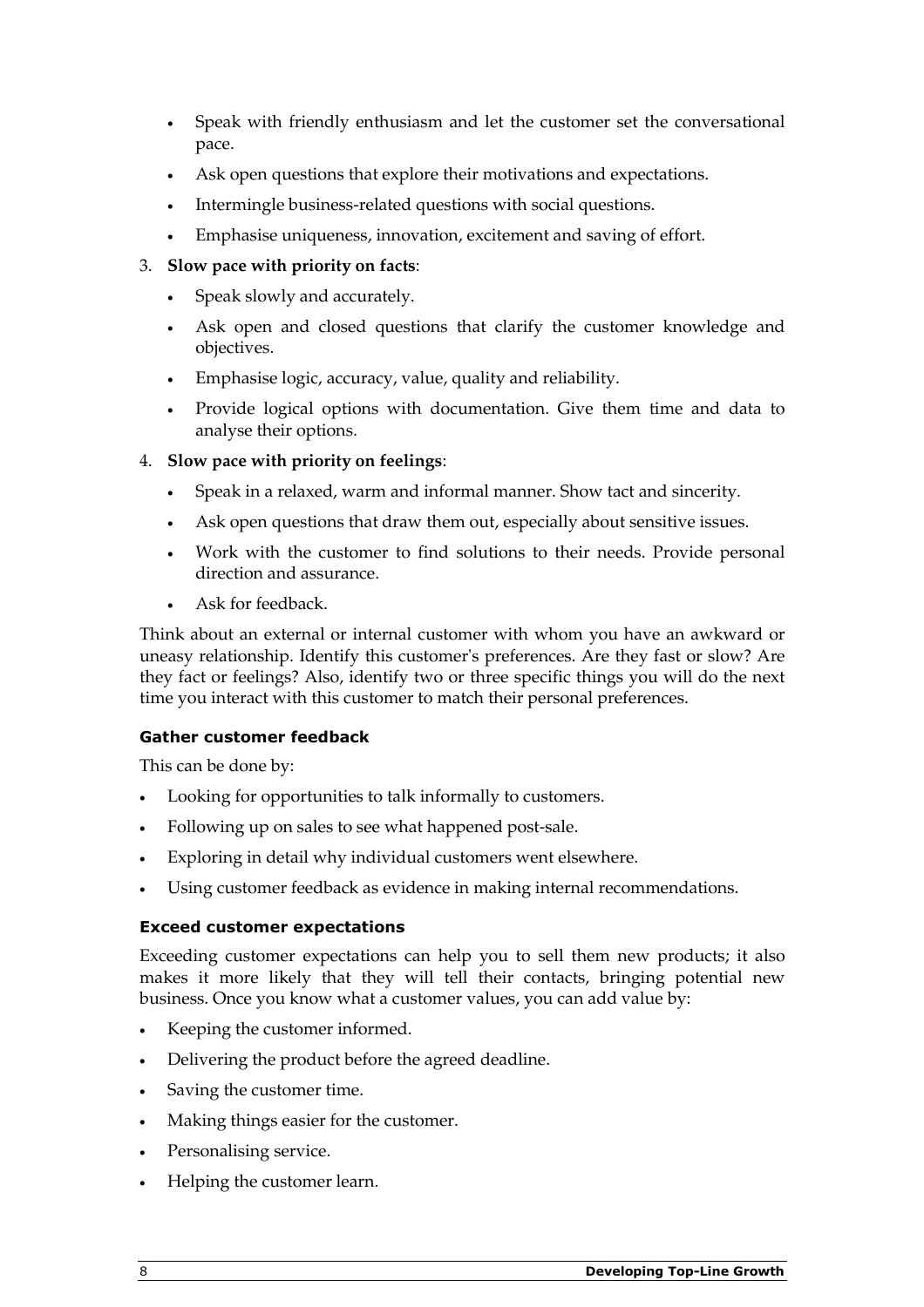- Speak with friendly enthusiasm and let the customer set the conversational pace.
- Ask open questions that explore their motivations and expectations.
- Intermingle business-related questions with social questions.
- Emphasise uniqueness, innovation, excitement and saving of effort.

3. **Slow pace with priority on facts**:
   - Speak slowly and accurately.
   - Ask open and closed questions that clarify the customer knowledge and objectives.
   - Emphasise logic, accuracy, value, quality and reliability.
   - Provide logical options with documentation. Give them time and data to analyse their options.

4. **Slow pace with priority on feelings**:
   - Speak in a relaxed, warm and informal manner. Show tact and sincerity.
   - Ask open questions that draw them out, especially about sensitive issues.
   - Work with the customer to find solutions to their needs. Provide personal direction and assurance.
   - Ask for feedback.

Think about an external or internal customer with whom you have an awkward or uneasy relationship. Identify this customer's preferences. Are they fast or slow? Are they fact or feelings? Also, identify two or three specific things you will do the next time you interact with this customer to match their personal preferences.

#### Gather customer feedback

This can be done by:

- Looking for opportunities to talk informally to customers.
- Following up on sales to see what happened post-sale.
- Exploring in detail why individual customers went elsewhere.
- Using customer feedback as evidence in making internal recommendations.

#### Exceed customer expectations

Exceeding customer expectations can help you to sell them new products; it also makes it more likely that they will tell their contacts, bringing potential new business. Once you know what a customer values, you can add value by:

- Keeping the customer informed.
- Delivering the product before the agreed deadline.
- Saving the customer time.
- Making things easier for the customer.
- Personalising service.
- Helping the customer learn.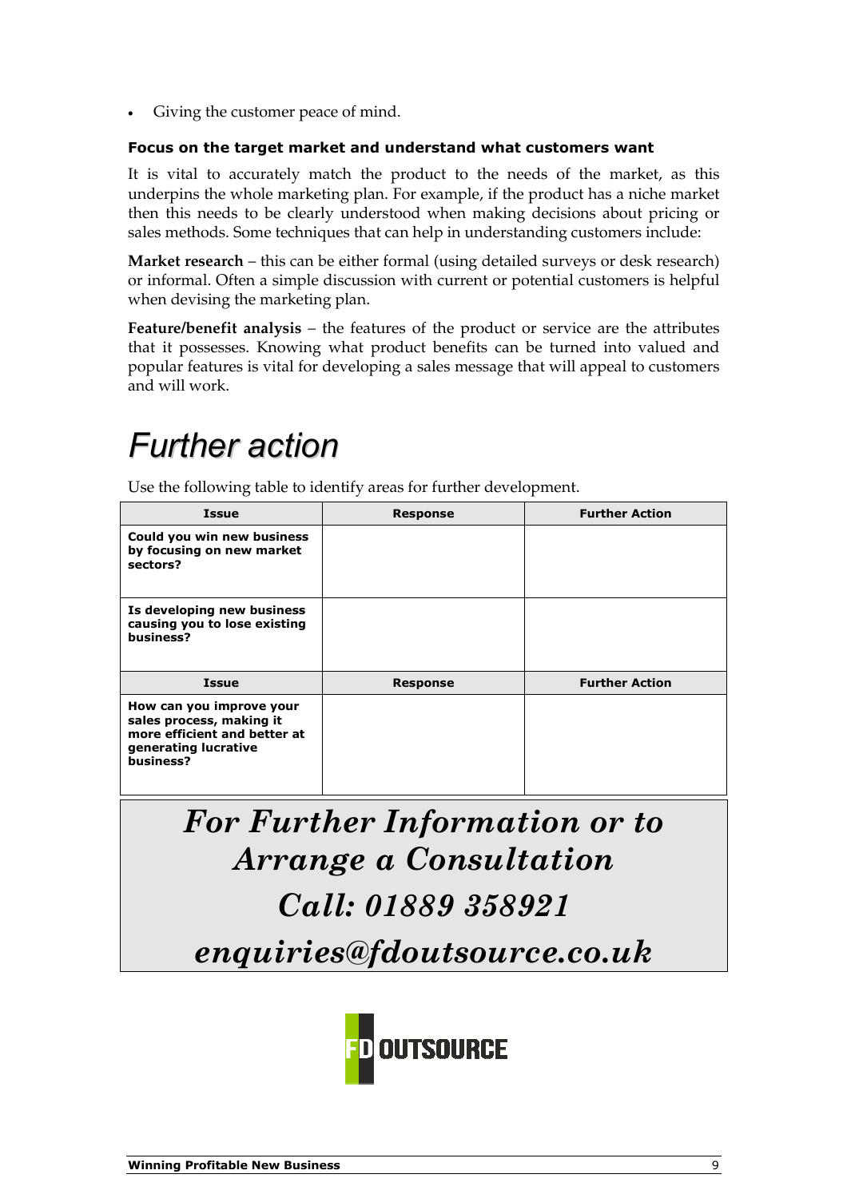- Giving the customer peace of mind.

**Focus on the target market and understand what customers want**

It is vital to accurately match the product to the needs of the market, as this underpins the whole marketing plan. For example, if the product has a niche market then this needs to be clearly understood when making decisions about pricing or sales methods. Some techniques that can help in understanding customers include:

**Market research** – this can be either formal (using detailed surveys or desk research) or informal. Often a simple discussion with current or potential customers is helpful when devising the marketing plan.

**Feature/benefit analysis** – the features of the product or service are the attributes that it possesses. Knowing what product benefits can be turned into valued and popular features is vital for developing a sales message that will appeal to customers and will work.

# *Further action*

Use the following table to identify areas for further development.

| Issue | Response | Further Action |
|---|---|---|
| **Could you win new business by focusing on new market sectors?** | | |
| **Is developing new business causing you to lose existing business?** | | |
| **Issue** | **Response** | **Further Action** |
| **How can you improve your sales process, making it more efficient and better at generating lucrative business?** | | |

***For Further Information or to Arrange a Consultation***

***Call: 01889 358921***

***enquiries@fdoutsource.co.uk***

FD OUTSOURCE